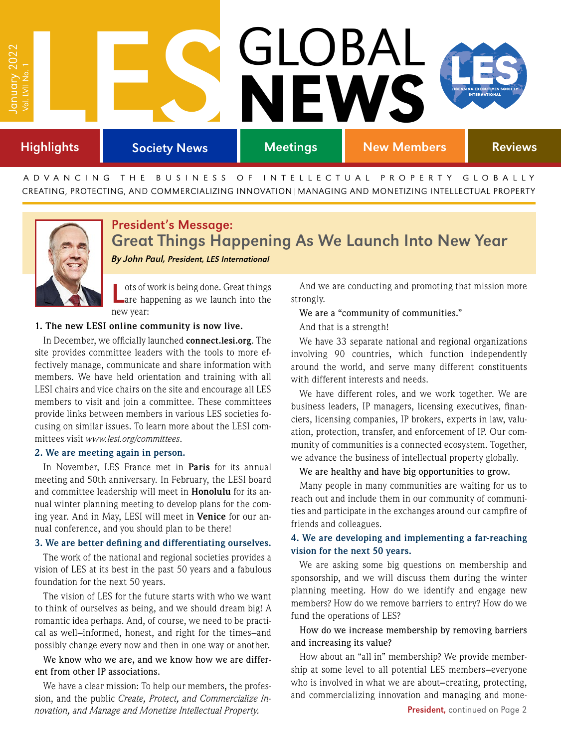# LES GLOBAL NEWS

January 2022
Vol. LVII No. 1

Highlights | Society News | Meetings | New Members | Reviews

ADVANCING THE BUSINESS OF INTELLECTUAL PROPERTY GLOBALLY
CREATING, PROTECTING, AND COMMERCIALIZING INNOVATION | MANAGING AND MONETIZING INTELLECTUAL PROPERTY

## President's Message: Great Things Happening As We Launch Into New Year

***By John Paul,** President, LES International*

Lots of work is being done. Great things are happening as we launch into the new year:

**1. The new LESI online community is now live.**

In December, we officially launched **connect.lesi.org**. The site provides committee leaders with the tools to more effectively manage, communicate and share information with members. We have held orientation and training with all LESI chairs and vice chairs on the site and encourage all LES members to visit and join a committee. These committees provide links between members in various LES societies focusing on similar issues. To learn more about the LESI committees visit *www.lesi.org/committees*.

**2. We are meeting again in person.**

In November, LES France met in **Paris** for its annual meeting and 50th anniversary. In February, the LESI board and committee leadership will meet in **Honolulu** for its annual winter planning meeting to develop plans for the coming year. And in May, LESI will meet in **Venice** for our annual conference, and you should plan to be there!

**3. We are better defining and differentiating ourselves.**

The work of the national and regional societies provides a vision of LES at its best in the past 50 years and a fabulous foundation for the next 50 years.

The vision of LES for the future starts with who we want to think of ourselves as being, and we should dream big! A romantic idea perhaps. And, of course, we need to be practical as well—informed, honest, and right for the times—and possibly change every now and then in one way or another.

We know who we are, and we know how we are different from other IP associations.

We have a clear mission: To help our members, the profession, and the public *Create, Protect, and Commercialize Innovation, and Manage and Monetize Intellectual Property.*

And we are conducting and promoting that mission more strongly.

We are a "community of communities."

And that is a strength!

We have 33 separate national and regional organizations involving 90 countries, which function independently around the world, and serve many different constituents with different interests and needs.

We have different roles, and we work together. We are business leaders, IP managers, licensing executives, financiers, licensing companies, IP brokers, experts in law, valuation, protection, transfer, and enforcement of IP. Our community of communities is a connected ecosystem. Together, we advance the business of intellectual property globally.

We are healthy and have big opportunities to grow.

Many people in many communities are waiting for us to reach out and include them in our community of communities and participate in the exchanges around our campfire of friends and colleagues.

**4. We are developing and implementing a far-reaching vision for the next 50 years.**

We are asking some big questions on membership and sponsorship, and we will discuss them during the winter planning meeting. How do we identify and engage new members? How do we remove barriers to entry? How do we fund the operations of LES?

How do we increase membership by removing barriers and increasing its value?

How about an "all in" membership? We provide membership at some level to all potential LES members—everyone who is involved in what we are about—creating, protecting, and commercializing innovation and managing and mone-

**President,** continued on Page 2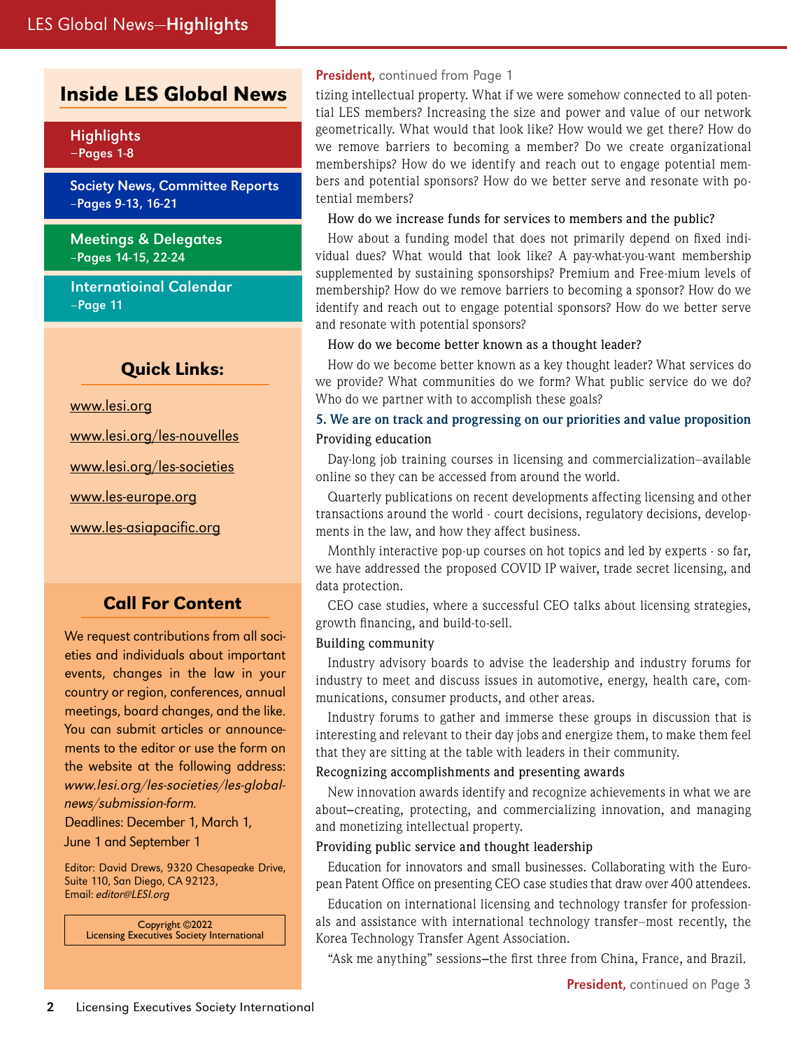## Inside LES Global News

**Highlights**
–Pages 1-8

**Society News, Committee Reports**
–Pages 9-13, 16-21

**Meetings & Delegates**
–Pages 14-15, 22-24

**Internatioinal Calendar**
–Page 11

### Quick Links:

www.lesi.org

www.lesi.org/les-nouvelles

www.lesi.org/les-societies

www.les-europe.org

www.les-asiapacific.org

### Call For Content

We request contributions from all societies and individuals about important events, changes in the law in your country or region, conferences, annual meetings, board changes, and the like. You can submit articles or announcements to the editor or use the form on the website at the following address: *www.lesi.org/les-societies/les-global-news/submission-form.*

Deadlines: December 1, March 1, June 1 and September 1

Editor: David Drews, 9320 Chesapeake Drive, Suite 110, San Diego, CA 92123, Email: *editor@LESI.org*

Copyright ©2022
Licensing Executives Society International

---

**President,** continued from Page 1

tizing intellectual property. What if we were somehow connected to all potential LES members? Increasing the size and power and value of our network geometrically. What would that look like? How would we get there? How do we remove barriers to becoming a member? Do we create organizational memberships? How do we identify and reach out to engage potential members and potential sponsors? How do we better serve and resonate with potential members?

How do we increase funds for services to members and the public?

How about a funding model that does not primarily depend on fixed individual dues? What would that look like? A pay-what-you-want membership supplemented by sustaining sponsorships? Premium and Free-mium levels of membership? How do we remove barriers to becoming a sponsor? How do we identify and reach out to engage potential sponsors? How do we better serve and resonate with potential sponsors?

How do we become better known as a thought leader?

How do we become better known as a key thought leader? What services do we provide? What communities do we form? What public service do we do? Who do we partner with to accomplish these goals?

**5. We are on track and progressing on our priorities and value proposition**

Providing education

Day-long job training courses in licensing and commercialization–available online so they can be accessed from around the world.

Quarterly publications on recent developments affecting licensing and other transactions around the world - court decisions, regulatory decisions, developments in the law, and how they affect business.

Monthly interactive pop-up courses on hot topics and led by experts - so far, we have addressed the proposed COVID IP waiver, trade secret licensing, and data protection.

CEO case studies, where a successful CEO talks about licensing strategies, growth financing, and build-to-sell.

Building community

Industry advisory boards to advise the leadership and industry forums for industry to meet and discuss issues in automotive, energy, health care, communications, consumer products, and other areas.

Industry forums to gather and immerse these groups in discussion that is interesting and relevant to their day jobs and energize them, to make them feel that they are sitting at the table with leaders in their community.

Recognizing accomplishments and presenting awards

New innovation awards identify and recognize achievements in what we are about–creating, protecting, and commercializing innovation, and managing and monetizing intellectual property.

Providing public service and thought leadership

Education for innovators and small businesses. Collaborating with the European Patent Office on presenting CEO case studies that draw over 400 attendees.

Education on international licensing and technology transfer for professionals and assistance with international technology transfer–most recently, the Korea Technology Transfer Agent Association.

"Ask me anything" sessions–the first three from China, France, and Brazil.

**President,** continued on Page 3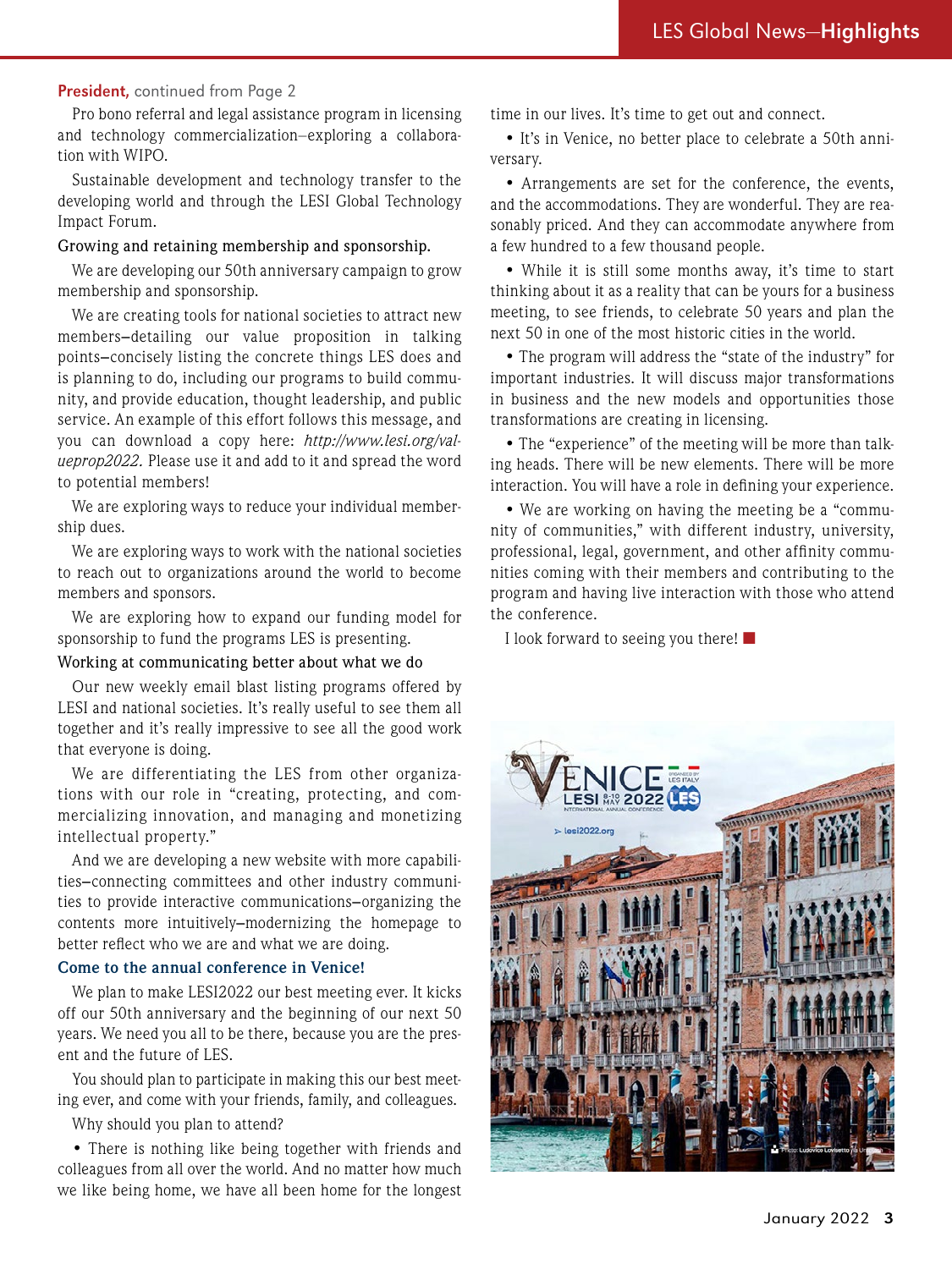**President,** continued from Page 2

Pro bono referral and legal assistance program in licensing and technology commercialization–exploring a collaboration with WIPO.

Sustainable development and technology transfer to the developing world and through the LESI Global Technology Impact Forum.

Growing and retaining membership and sponsorship.

We are developing our 50th anniversary campaign to grow membership and sponsorship.

We are creating tools for national societies to attract new members–detailing our value proposition in talking points–concisely listing the concrete things LES does and is planning to do, including our programs to build community, and provide education, thought leadership, and public service. An example of this effort follows this message, and you can download a copy here: *http://www.lesi.org/valueprop2022*. Please use it and add to it and spread the word to potential members!

We are exploring ways to reduce your individual membership dues.

We are exploring ways to work with the national societies to reach out to organizations around the world to become members and sponsors.

We are exploring how to expand our funding model for sponsorship to fund the programs LES is presenting.

Working at communicating better about what we do

Our new weekly email blast listing programs offered by LESI and national societies. It's really useful to see them all together and it's really impressive to see all the good work that everyone is doing.

We are differentiating the LES from other organizations with our role in "creating, protecting, and commercializing innovation, and managing and monetizing intellectual property."

And we are developing a new website with more capabilities–connecting committees and other industry communities to provide interactive communications–organizing the contents more intuitively–modernizing the homepage to better reflect who we are and what we are doing.

**Come to the annual conference in Venice!**

We plan to make LESI2022 our best meeting ever. It kicks off our 50th anniversary and the beginning of our next 50 years. We need you all to be there, because you are the present and the future of LES.

You should plan to participate in making this our best meeting ever, and come with your friends, family, and colleagues.

Why should you plan to attend?

- There is nothing like being together with friends and colleagues from all over the world. And no matter how much we like being home, we have all been home for the longest time in our lives. It's time to get out and connect.
- It's in Venice, no better place to celebrate a 50th anniversary.
- Arrangements are set for the conference, the events, and the accommodations. They are wonderful. They are reasonably priced. And they can accommodate anywhere from a few hundred to a few thousand people.
- While it is still some months away, it's time to start thinking about it as a reality that can be yours for a business meeting, to see friends, to celebrate 50 years and plan the next 50 in one of the most historic cities in the world.
- The program will address the "state of the industry" for important industries. It will discuss major transformations in business and the new models and opportunities those transformations are creating in licensing.
- The "experience" of the meeting will be more than talking heads. There will be new elements. There will be more interaction. You will have a role in defining your experience.
- We are working on having the meeting be a "community of communities," with different industry, university, professional, legal, government, and other affinity communities coming with their members and contributing to the program and having live interaction with those who attend the conference.

I look forward to seeing you there! ■